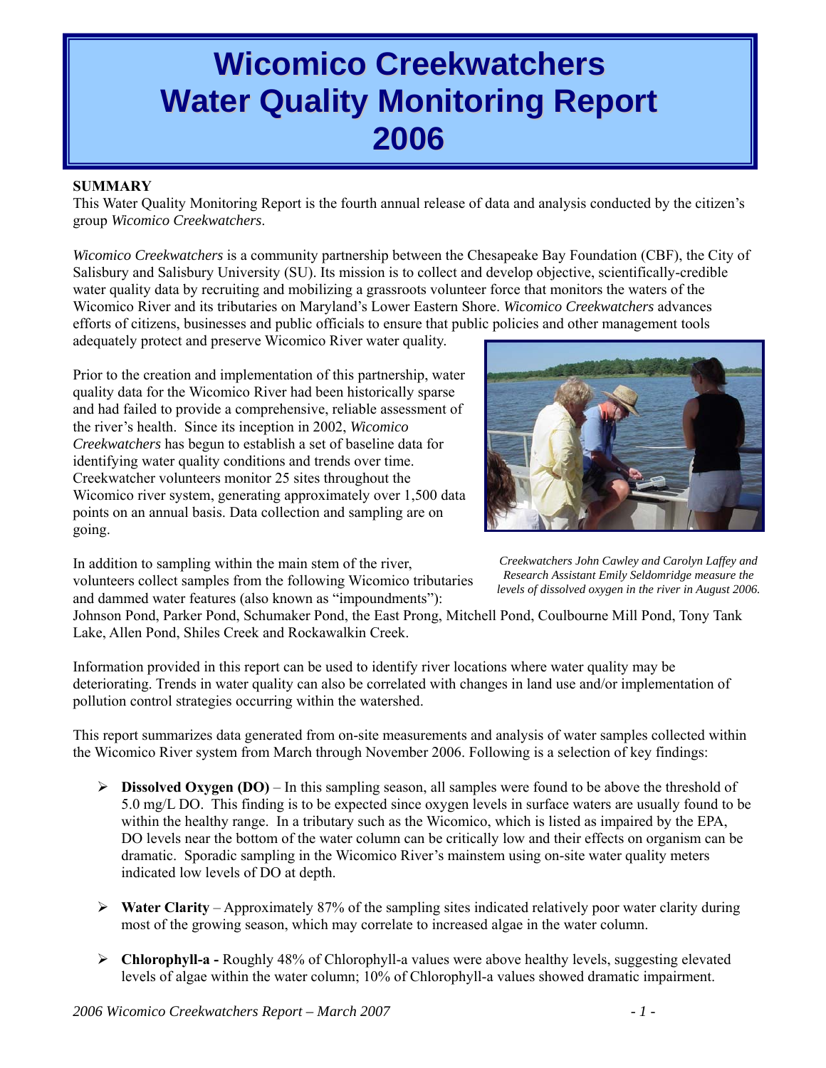# Wicomico Creekwatchers Water Quality Monitoring Report 2006

**SUMMARY**

This Water Quality Monitoring Report is the fourth annual release of data and analysis conducted by the citizen's group *Wicomico Creekwatchers*.

*Wicomico Creekwatchers* is a community partnership between the Chesapeake Bay Foundation (CBF), the City of Salisbury and Salisbury University (SU). Its mission is to collect and develop objective, scientifically-credible water quality data by recruiting and mobilizing a grassroots volunteer force that monitors the waters of the Wicomico River and its tributaries on Maryland's Lower Eastern Shore. *Wicomico Creekwatchers* advances efforts of citizens, businesses and public officials to ensure that public policies and other management tools adequately protect and preserve Wicomico River water quality.

Prior to the creation and implementation of this partnership, water quality data for the Wicomico River had been historically sparse and had failed to provide a comprehensive, reliable assessment of the river's health. Since its inception in 2002, *Wicomico Creekwatchers* has begun to establish a set of baseline data for identifying water quality conditions and trends over time. Creekwatcher volunteers monitor 25 sites throughout the Wicomico river system, generating approximately over 1,500 data points on an annual basis. Data collection and sampling are on going.

*Creekwatchers John Cawley and Carolyn Laffey and Research Assistant Emily Seldomridge measure the levels of dissolved oxygen in the river in August 2006.*

In addition to sampling within the main stem of the river, volunteers collect samples from the following Wicomico tributaries and dammed water features (also known as "impoundments"): Johnson Pond, Parker Pond, Schumaker Pond, the East Prong, Mitchell Pond, Coulbourne Mill Pond, Tony Tank Lake, Allen Pond, Shiles Creek and Rockawalkin Creek.

Information provided in this report can be used to identify river locations where water quality may be deteriorating. Trends in water quality can also be correlated with changes in land use and/or implementation of pollution control strategies occurring within the watershed.

This report summarizes data generated from on-site measurements and analysis of water samples collected within the Wicomico River system from March through November 2006. Following is a selection of key findings:

- **Dissolved Oxygen (DO)** – In this sampling season, all samples were found to be above the threshold of 5.0 mg/L DO. This finding is to be expected since oxygen levels in surface waters are usually found to be within the healthy range. In a tributary such as the Wicomico, which is listed as impaired by the EPA, DO levels near the bottom of the water column can be critically low and their effects on organism can be dramatic. Sporadic sampling in the Wicomico River's mainstem using on-site water quality meters indicated low levels of DO at depth.

- **Water Clarity** – Approximately 87% of the sampling sites indicated relatively poor water clarity during most of the growing season, which may correlate to increased algae in the water column.

- **Chlorophyll-a -** Roughly 48% of Chlorophyll-a values were above healthy levels, suggesting elevated levels of algae within the water column; 10% of Chlorophyll-a values showed dramatic impairment.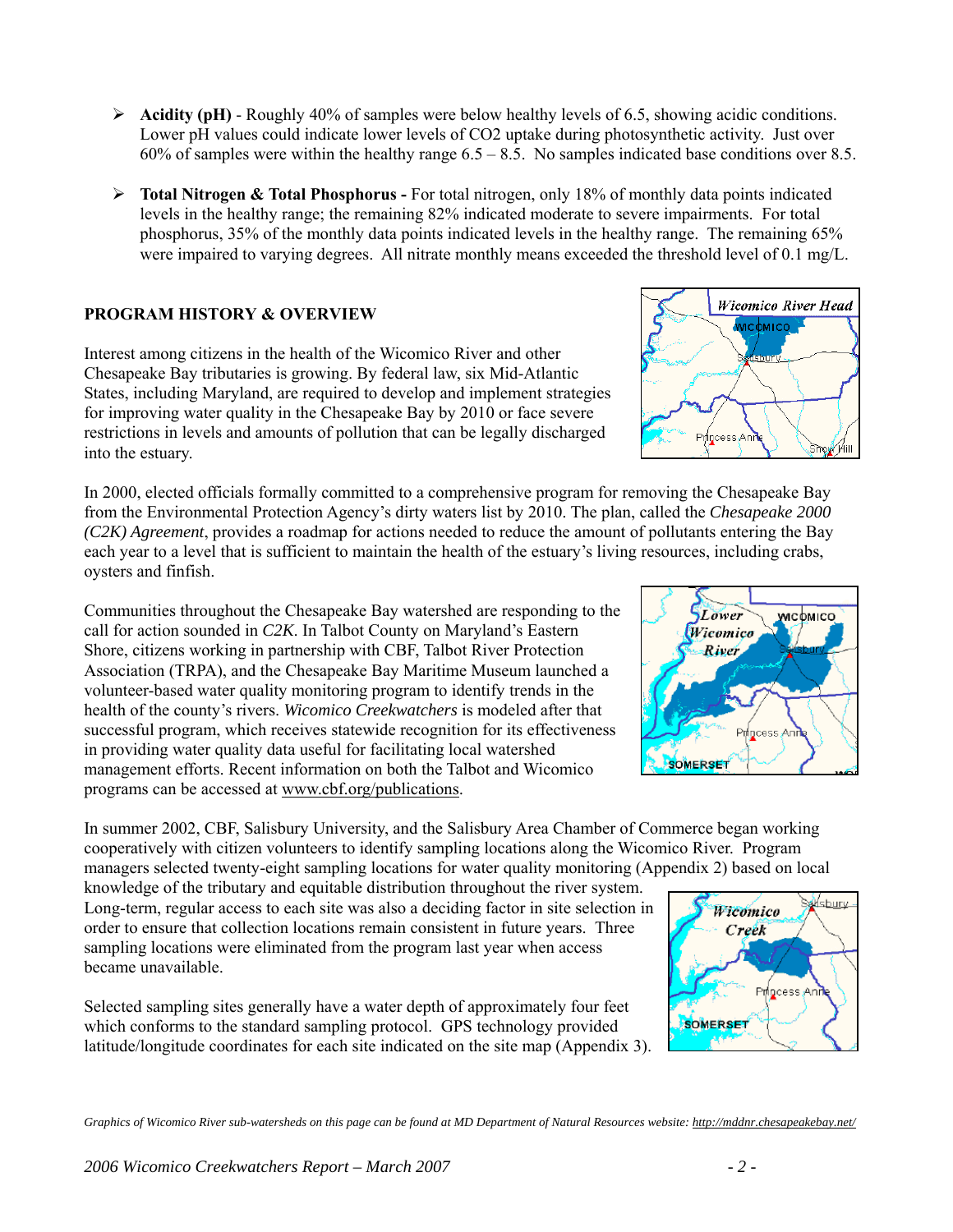- **Acidity (pH)** - Roughly 40% of samples were below healthy levels of 6.5, showing acidic conditions. Lower pH values could indicate lower levels of $CO_2$ uptake during photosynthetic activity. Just over 60% of samples were within the healthy range 6.5 – 8.5. No samples indicated base conditions over 8.5.

- **Total Nitrogen & Total Phosphorus -** For total nitrogen, only 18% of monthly data points indicated levels in the healthy range; the remaining 82% indicated moderate to severe impairments. For total phosphorus, 35% of the monthly data points indicated levels in the healthy range. The remaining 65% were impaired to varying degrees. All nitrate monthly means exceeded the threshold level of 0.1 mg/L.

## PROGRAM HISTORY & OVERVIEW

Interest among citizens in the health of the Wicomico River and other Chesapeake Bay tributaries is growing. By federal law, six Mid-Atlantic States, including Maryland, are required to develop and implement strategies for improving water quality in the Chesapeake Bay by 2010 or face severe restrictions in levels and amounts of pollution that can be legally discharged into the estuary.

In 2000, elected officials formally committed to a comprehensive program for removing the Chesapeake Bay from the Environmental Protection Agency's dirty waters list by 2010. The plan, called the *Chesapeake 2000 (C2K) Agreement*, provides a roadmap for actions needed to reduce the amount of pollutants entering the Bay each year to a level that is sufficient to maintain the health of the estuary's living resources, including crabs, oysters and finfish.

Communities throughout the Chesapeake Bay watershed are responding to the call for action sounded in *C2K*. In Talbot County on Maryland's Eastern Shore, citizens working in partnership with CBF, Talbot River Protection Association (TRPA), and the Chesapeake Bay Maritime Museum launched a volunteer-based water quality monitoring program to identify trends in the health of the county's rivers. *Wicomico Creekwatchers* is modeled after that successful program, which receives statewide recognition for its effectiveness in providing water quality data useful for facilitating local watershed management efforts. Recent information on both the Talbot and Wicomico programs can be accessed at www.cbf.org/publications.

In summer 2002, CBF, Salisbury University, and the Salisbury Area Chamber of Commerce began working cooperatively with citizen volunteers to identify sampling locations along the Wicomico River. Program managers selected twenty-eight sampling locations for water quality monitoring (Appendix 2) based on local knowledge of the tributary and equitable distribution throughout the river system. Long-term, regular access to each site was also a deciding factor in site selection in order to ensure that collection locations remain consistent in future years. Three sampling locations were eliminated from the program last year when access became unavailable.

Selected sampling sites generally have a water depth of approximately four feet which conforms to the standard sampling protocol. GPS technology provided latitude/longitude coordinates for each site indicated on the site map (Appendix 3).

*Graphics of Wicomico River sub-watersheds on this page can be found at MD Department of Natural Resources website: http://mddnr.chesapeakebay.net/*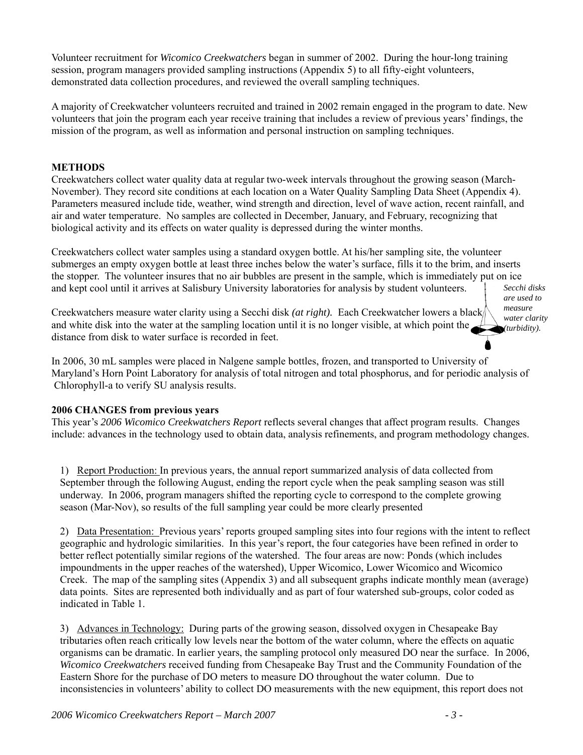Volunteer recruitment for *Wicomico Creekwatchers* began in summer of 2002. During the hour-long training session, program managers provided sampling instructions (Appendix 5) to all fifty-eight volunteers, demonstrated data collection procedures, and reviewed the overall sampling techniques.

A majority of Creekwatcher volunteers recruited and trained in 2002 remain engaged in the program to date. New volunteers that join the program each year receive training that includes a review of previous years' findings, the mission of the program, as well as information and personal instruction on sampling techniques.

## METHODS

Creekwatchers collect water quality data at regular two-week intervals throughout the growing season (March-November). They record site conditions at each location on a Water Quality Sampling Data Sheet (Appendix 4). Parameters measured include tide, weather, wind strength and direction, level of wave action, recent rainfall, and air and water temperature. No samples are collected in December, January, and February, recognizing that biological activity and its effects on water quality is depressed during the winter months.

Creekwatchers collect water samples using a standard oxygen bottle. At his/her sampling site, the volunteer submerges an empty oxygen bottle at least three inches below the water's surface, fills it to the brim, and inserts the stopper. The volunteer insures that no air bubbles are present in the sample, which is immediately put on ice and kept cool until it arrives at Salisbury University laboratories for analysis by student volunteers.

Creekwatchers measure water clarity using a Secchi disk *(at right).* Each Creekwatcher lowers a black and white disk into the water at the sampling location until it is no longer visible, at which point the distance from disk to water surface is recorded in feet.

*Secchi disks are used to measure water clarity (turbidity).*

In 2006, 30 mL samples were placed in Nalgene sample bottles, frozen, and transported to University of Maryland's Horn Point Laboratory for analysis of total nitrogen and total phosphorus, and for periodic analysis of Chlorophyll-a to verify SU analysis results.

### 2006 CHANGES from previous years

This year's *2006 Wicomico Creekwatchers Report* reflects several changes that affect program results. Changes include: advances in the technology used to obtain data, analysis refinements, and program methodology changes.

1) Report Production: In previous years, the annual report summarized analysis of data collected from September through the following August, ending the report cycle when the peak sampling season was still underway. In 2006, program managers shifted the reporting cycle to correspond to the complete growing season (Mar-Nov), so results of the full sampling year could be more clearly presented

2) Data Presentation: Previous years' reports grouped sampling sites into four regions with the intent to reflect geographic and hydrologic similarities. In this year's report, the four categories have been refined in order to better reflect potentially similar regions of the watershed. The four areas are now: Ponds (which includes impoundments in the upper reaches of the watershed), Upper Wicomico, Lower Wicomico and Wicomico Creek. The map of the sampling sites (Appendix 3) and all subsequent graphs indicate monthly mean (average) data points. Sites are represented both individually and as part of four watershed sub-groups, color coded as indicated in Table 1.

3) Advances in Technology: During parts of the growing season, dissolved oxygen in Chesapeake Bay tributaries often reach critically low levels near the bottom of the water column, where the effects on aquatic organisms can be dramatic. In earlier years, the sampling protocol only measured DO near the surface. In 2006, *Wicomico Creekwatchers* received funding from Chesapeake Bay Trust and the Community Foundation of the Eastern Shore for the purchase of DO meters to measure DO throughout the water column. Due to inconsistencies in volunteers' ability to collect DO measurements with the new equipment, this report does not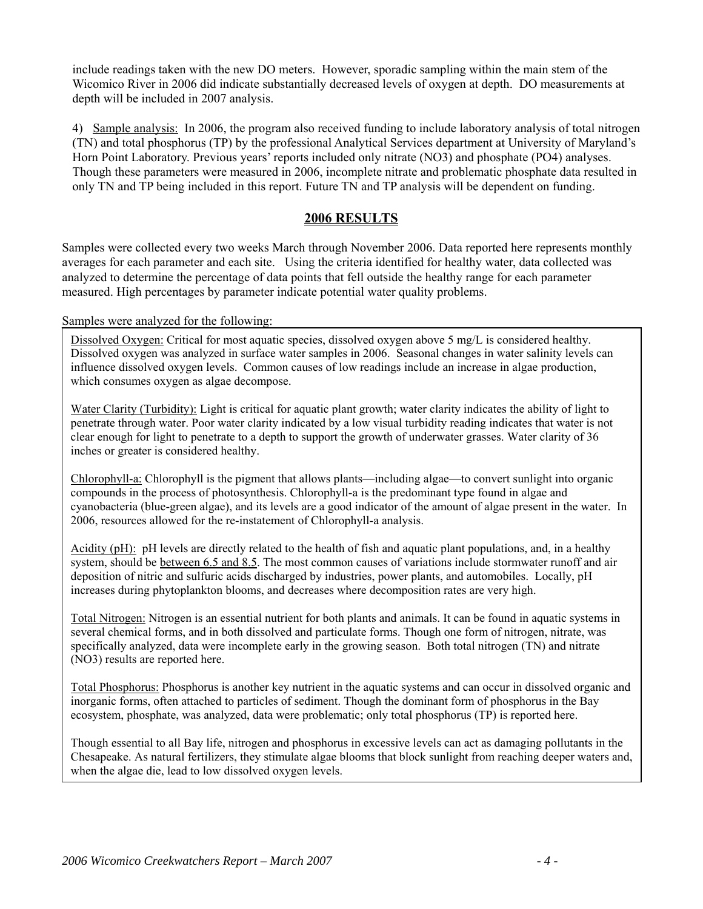include readings taken with the new DO meters. However, sporadic sampling within the main stem of the Wicomico River in 2006 did indicate substantially decreased levels of oxygen at depth. DO measurements at depth will be included in 2007 analysis.

4) Sample analysis: In 2006, the program also received funding to include laboratory analysis of total nitrogen (TN) and total phosphorus (TP) by the professional Analytical Services department at University of Maryland's Horn Point Laboratory. Previous years' reports included only nitrate (NO3) and phosphate (PO4) analyses. Though these parameters were measured in 2006, incomplete nitrate and problematic phosphate data resulted in only TN and TP being included in this report. Future TN and TP analysis will be dependent on funding.

## 2006 RESULTS

Samples were collected every two weeks March through November 2006. Data reported here represents monthly averages for each parameter and each site. Using the criteria identified for healthy water, data collected was analyzed to determine the percentage of data points that fell outside the healthy range for each parameter measured. High percentages by parameter indicate potential water quality problems.

Samples were analyzed for the following:

Dissolved Oxygen: Critical for most aquatic species, dissolved oxygen above 5 mg/L is considered healthy. Dissolved oxygen was analyzed in surface water samples in 2006. Seasonal changes in water salinity levels can influence dissolved oxygen levels. Common causes of low readings include an increase in algae production, which consumes oxygen as algae decompose.

Water Clarity (Turbidity): Light is critical for aquatic plant growth; water clarity indicates the ability of light to penetrate through water. Poor water clarity indicated by a low visual turbidity reading indicates that water is not clear enough for light to penetrate to a depth to support the growth of underwater grasses. Water clarity of 36 inches or greater is considered healthy.

Chlorophyll-a: Chlorophyll is the pigment that allows plants—including algae—to convert sunlight into organic compounds in the process of photosynthesis. Chlorophyll-a is the predominant type found in algae and cyanobacteria (blue-green algae), and its levels are a good indicator of the amount of algae present in the water. In 2006, resources allowed for the re-instatement of Chlorophyll-a analysis.

Acidity (pH): pH levels are directly related to the health of fish and aquatic plant populations, and, in a healthy system, should be between 6.5 and 8.5. The most common causes of variations include stormwater runoff and air deposition of nitric and sulfuric acids discharged by industries, power plants, and automobiles. Locally, pH increases during phytoplankton blooms, and decreases where decomposition rates are very high.

Total Nitrogen: Nitrogen is an essential nutrient for both plants and animals. It can be found in aquatic systems in several chemical forms, and in both dissolved and particulate forms. Though one form of nitrogen, nitrate, was specifically analyzed, data were incomplete early in the growing season. Both total nitrogen (TN) and nitrate (NO3) results are reported here.

Total Phosphorus: Phosphorus is another key nutrient in the aquatic systems and can occur in dissolved organic and inorganic forms, often attached to particles of sediment. Though the dominant form of phosphorus in the Bay ecosystem, phosphate, was analyzed, data were problematic; only total phosphorus (TP) is reported here.

Though essential to all Bay life, nitrogen and phosphorus in excessive levels can act as damaging pollutants in the Chesapeake. As natural fertilizers, they stimulate algae blooms that block sunlight from reaching deeper waters and, when the algae die, lead to low dissolved oxygen levels.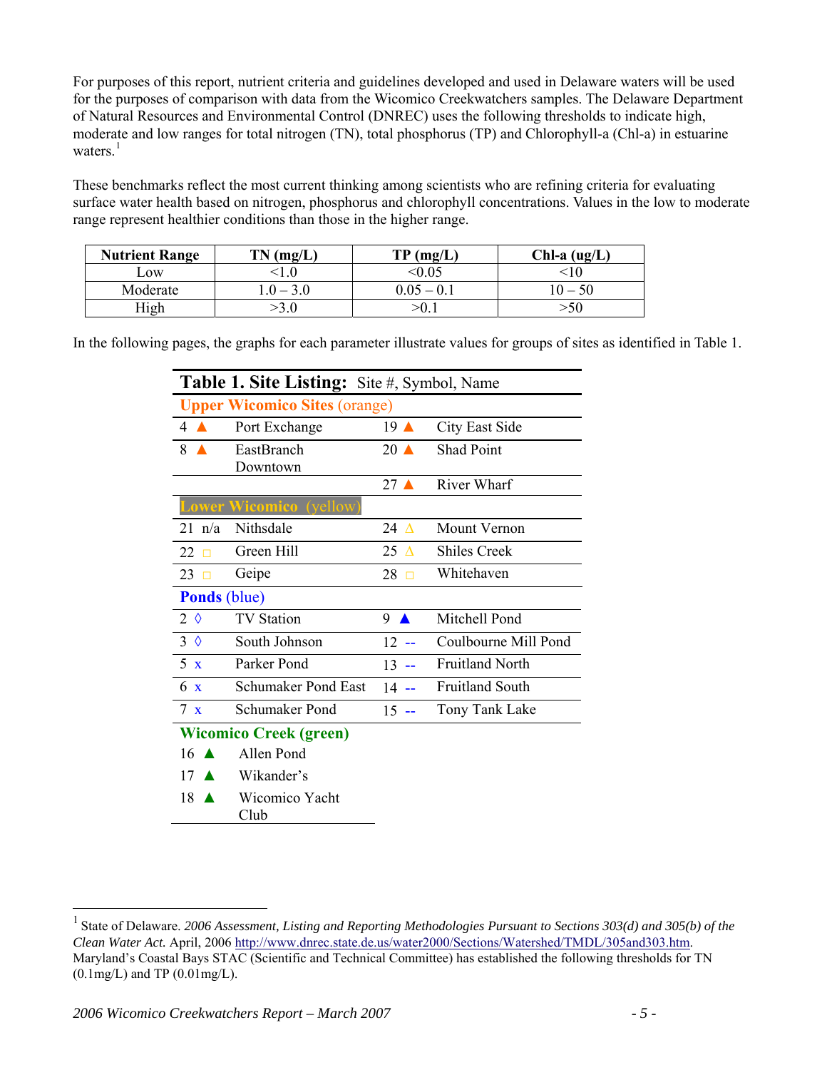For purposes of this report, nutrient criteria and guidelines developed and used in Delaware waters will be used for the purposes of comparison with data from the Wicomico Creekwatchers samples. The Delaware Department of Natural Resources and Environmental Control (DNREC) uses the following thresholds to indicate high, moderate and low ranges for total nitrogen (TN), total phosphorus (TP) and Chlorophyll-a (Chl-a) in estuarine waters.[1]

These benchmarks reflect the most current thinking among scientists who are refining criteria for evaluating surface water health based on nitrogen, phosphorus and chlorophyll concentrations. Values in the low to moderate range represent healthier conditions than those in the higher range.

| Nutrient Range | TN (mg/L) | TP (mg/L) | Chl-a (ug/L) |
|---|---|---|---|
| Low | <1.0 | <0.05 | <10 |
| Moderate | 1.0 – 3.0 | 0.05 – 0.1 | 10 – 50 |
| High | >3.0 | >0.1 | >50 |

In the following pages, the graphs for each parameter illustrate values for groups of sites as identified in Table 1.

**Table 1. Site Listing:** Site #, Symbol, Name

| Site # | Symbol | Name | Site # | Symbol | Name |
|---|---|---|---|---|---|
| **Upper Wicomico Sites (orange)** | | | | | |
| 4 | ▲ | Port Exchange | 19 | ▲ | City East Side |
| 8 | ▲ | EastBranch Downtown | 20 | ▲ | Shad Point |
| | | | 27 | ▲ | River Wharf |
| **Lower Wicomico (yellow)** | | | | | |
| 21 | n/a | Nithsdale | 24 | △ | Mount Vernon |
| 22 | □ | Green Hill | 25 | △ | Shiles Creek |
| 23 | □ | Geipe | 28 | □ | Whitehaven |
| **Ponds (blue)** | | | | | |
| 2 | ◊ | TV Station | 9 | ▲ | Mitchell Pond |
| 3 | ◊ | South Johnson | 12 | -- | Coulbourne Mill Pond |
| 5 | x | Parker Pond | 13 | -- | Fruitland North |
| 6 | x | Schumaker Pond East | 14 | -- | Fruitland South |
| 7 | x | Schumaker Pond | 15 | -- | Tony Tank Lake |
| **Wicomico Creek (green)** | | | | | |
| 16 | ▲ | Allen Pond | | | |
| 17 | ▲ | Wikander's | | | |
| 18 | ▲ | Wicomico Yacht Club | | | |

---

[1] State of Delaware. *2006 Assessment, Listing and Reporting Methodologies Pursuant to Sections 303(d) and 305(b) of the Clean Water Act.* April, 2006 http://www.dnrec.state.de.us/water2000/Sections/Watershed/TMDL/305and303.htm. Maryland's Coastal Bays STAC (Scientific and Technical Committee) has established the following thresholds for TN (0.1mg/L) and TP (0.01mg/L).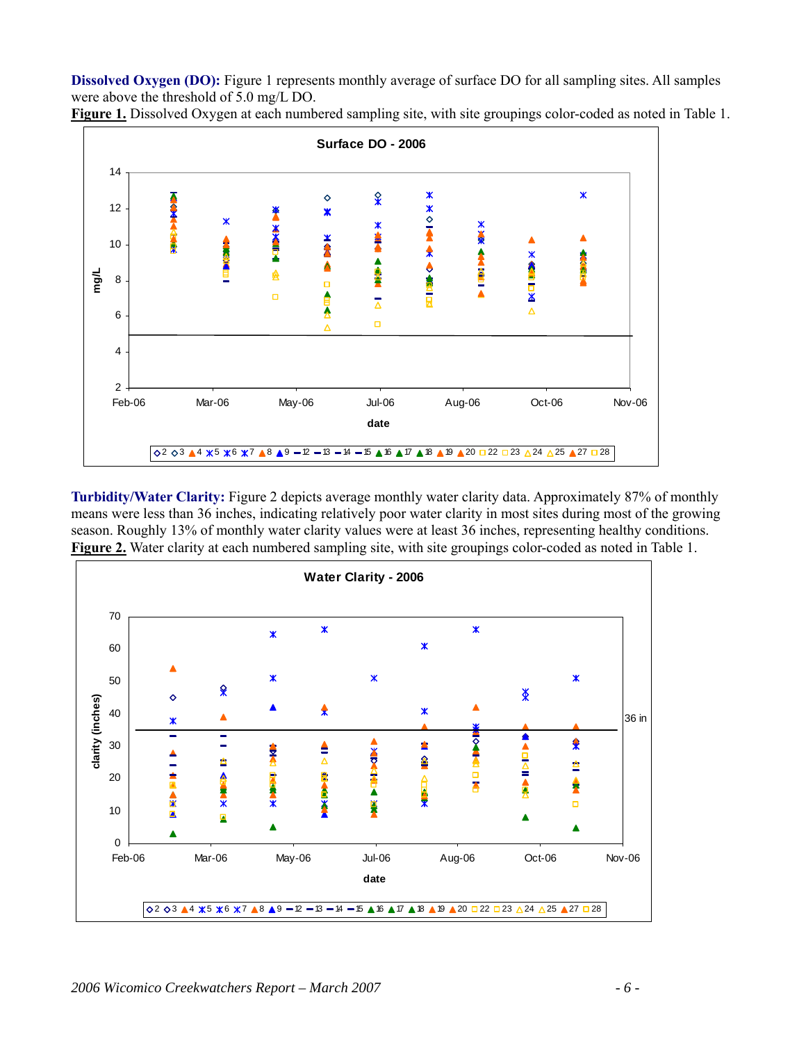**Dissolved Oxygen (DO):** Figure 1 represents monthly average of surface DO for all sampling sites. All samples were above the threshold of 5.0 mg/L DO.

**Figure 1.** Dissolved Oxygen at each numbered sampling site, with site groupings color-coded as noted in Table 1.

**Turbidity/Water Clarity:** Figure 2 depicts average monthly water clarity data. Approximately 87% of monthly means were less than 36 inches, indicating relatively poor water clarity in most sites during most of the growing season. Roughly 13% of monthly water clarity values were at least 36 inches, representing healthy conditions.

**Figure 2.** Water clarity at each numbered sampling site, with site groupings color-coded as noted in Table 1.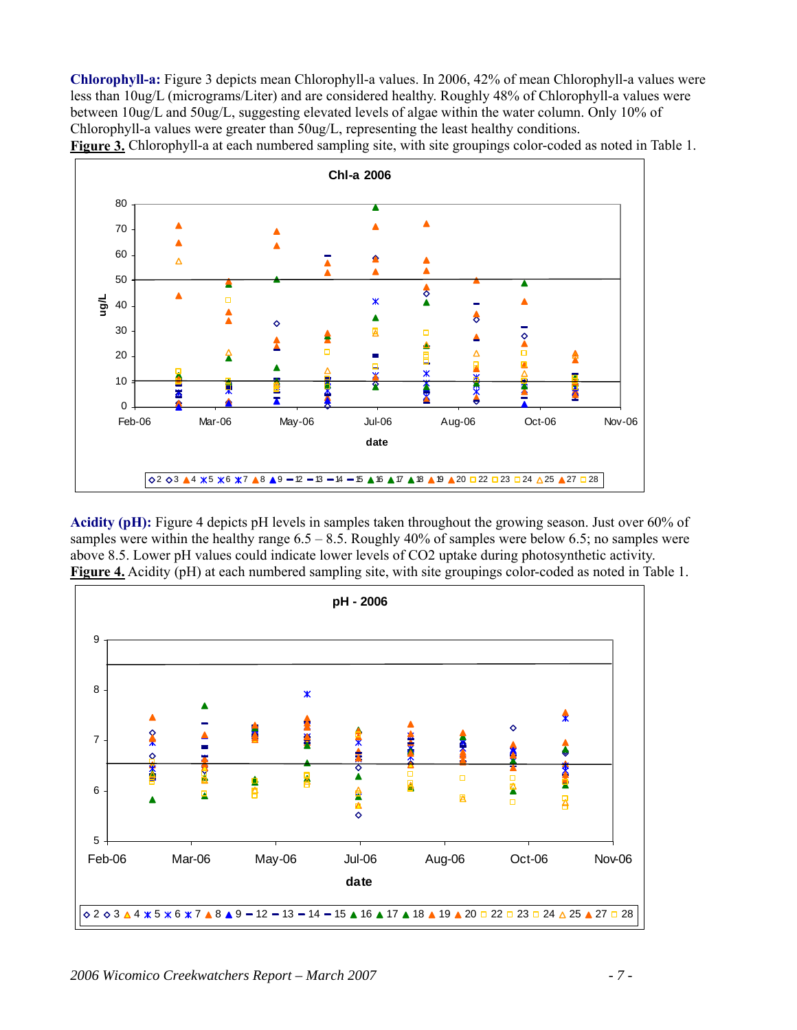**Chlorophyll-a:** Figure 3 depicts mean Chlorophyll-a values. In 2006, 42% of mean Chlorophyll-a values were less than 10ug/L (micrograms/Liter) and are considered healthy. Roughly 48% of Chlorophyll-a values were between 10ug/L and 50ug/L, suggesting elevated levels of algae within the water column. Only 10% of Chlorophyll-a values were greater than 50ug/L, representing the least healthy conditions.

**Figure 3.** Chlorophyll-a at each numbered sampling site, with site groupings color-coded as noted in Table 1.

**Acidity (pH):** Figure 4 depicts pH levels in samples taken throughout the growing season. Just over 60% of samples were within the healthy range 6.5 – 8.5. Roughly 40% of samples were below 6.5; no samples were above 8.5. Lower pH values could indicate lower levels of $CO_2$ uptake during photosynthetic activity.

**Figure 4.** Acidity (pH) at each numbered sampling site, with site groupings color-coded as noted in Table 1.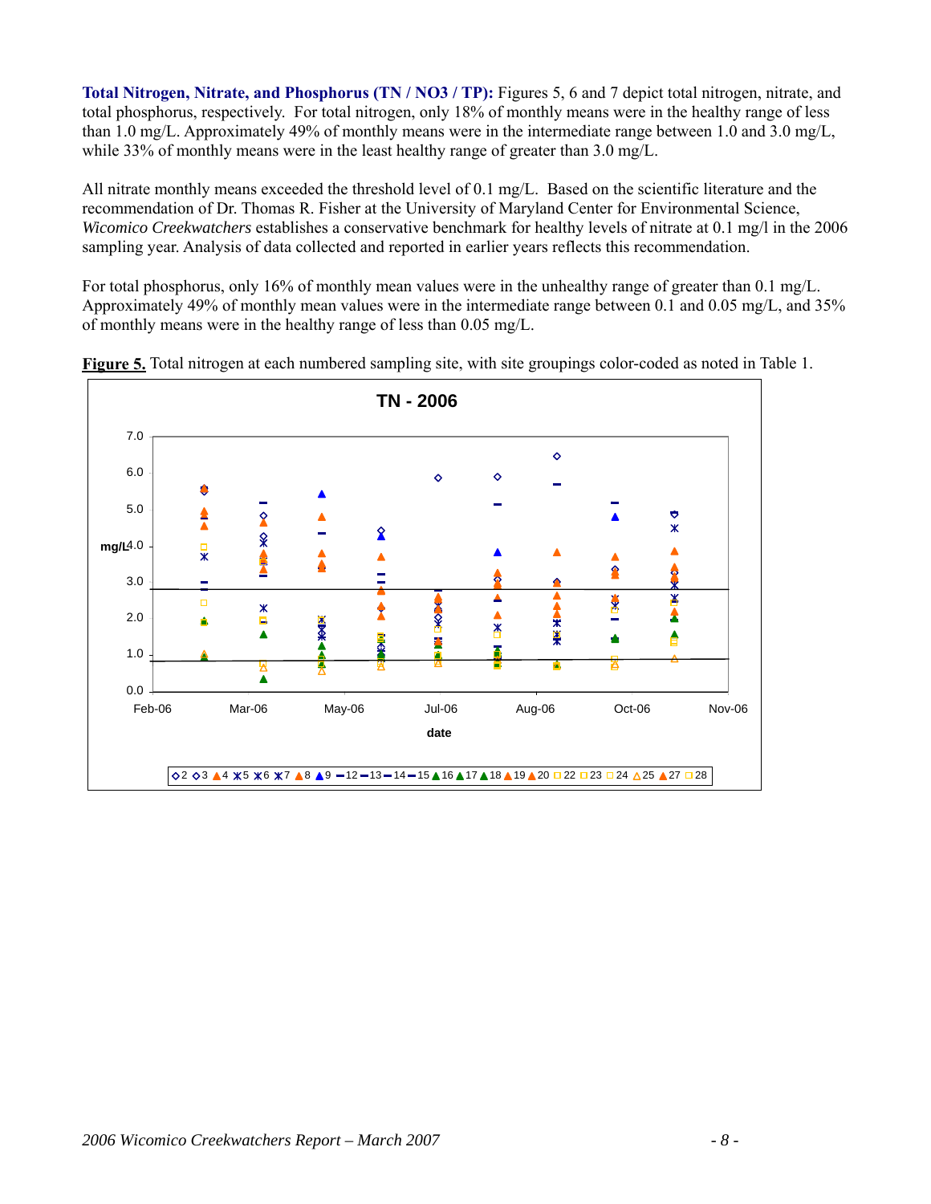**Total Nitrogen, Nitrate, and Phosphorus (TN / NO3 / TP):** Figures 5, 6 and 7 depict total nitrogen, nitrate, and total phosphorus, respectively. For total nitrogen, only 18% of monthly means were in the healthy range of less than 1.0 mg/L. Approximately 49% of monthly means were in the intermediate range between 1.0 and 3.0 mg/L, while 33% of monthly means were in the least healthy range of greater than 3.0 mg/L.

All nitrate monthly means exceeded the threshold level of 0.1 mg/L. Based on the scientific literature and the recommendation of Dr. Thomas R. Fisher at the University of Maryland Center for Environmental Science, *Wicomico Creekwatchers* establishes a conservative benchmark for healthy levels of nitrate at 0.1 mg/l in the 2006 sampling year. Analysis of data collected and reported in earlier years reflects this recommendation.

For total phosphorus, only 16% of monthly mean values were in the unhealthy range of greater than 0.1 mg/L. Approximately 49% of monthly mean values were in the intermediate range between 0.1 and 0.05 mg/L, and 35% of monthly means were in the healthy range of less than 0.05 mg/L.

**Figure 5.** Total nitrogen at each numbered sampling site, with site groupings color-coded as noted in Table 1.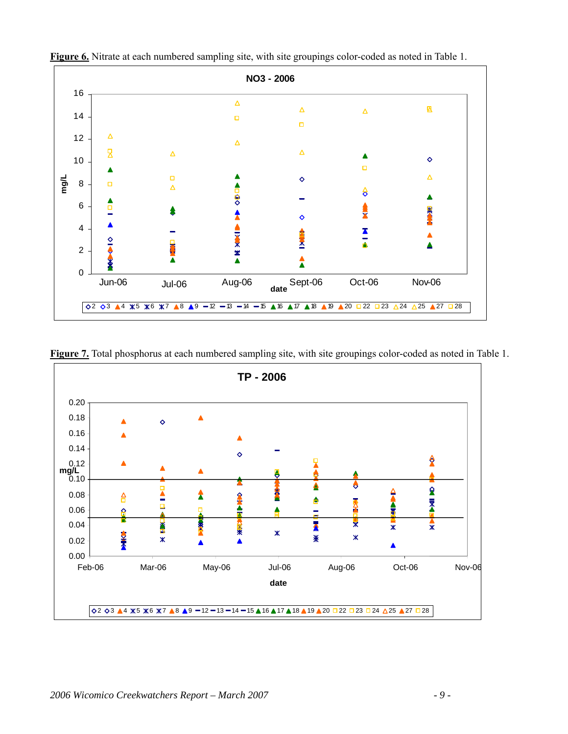**Figure 6.** Nitrate at each numbered sampling site, with site groupings color-coded as noted in Table 1.

**Figure 7.** Total phosphorus at each numbered sampling site, with site groupings color-coded as noted in Table 1.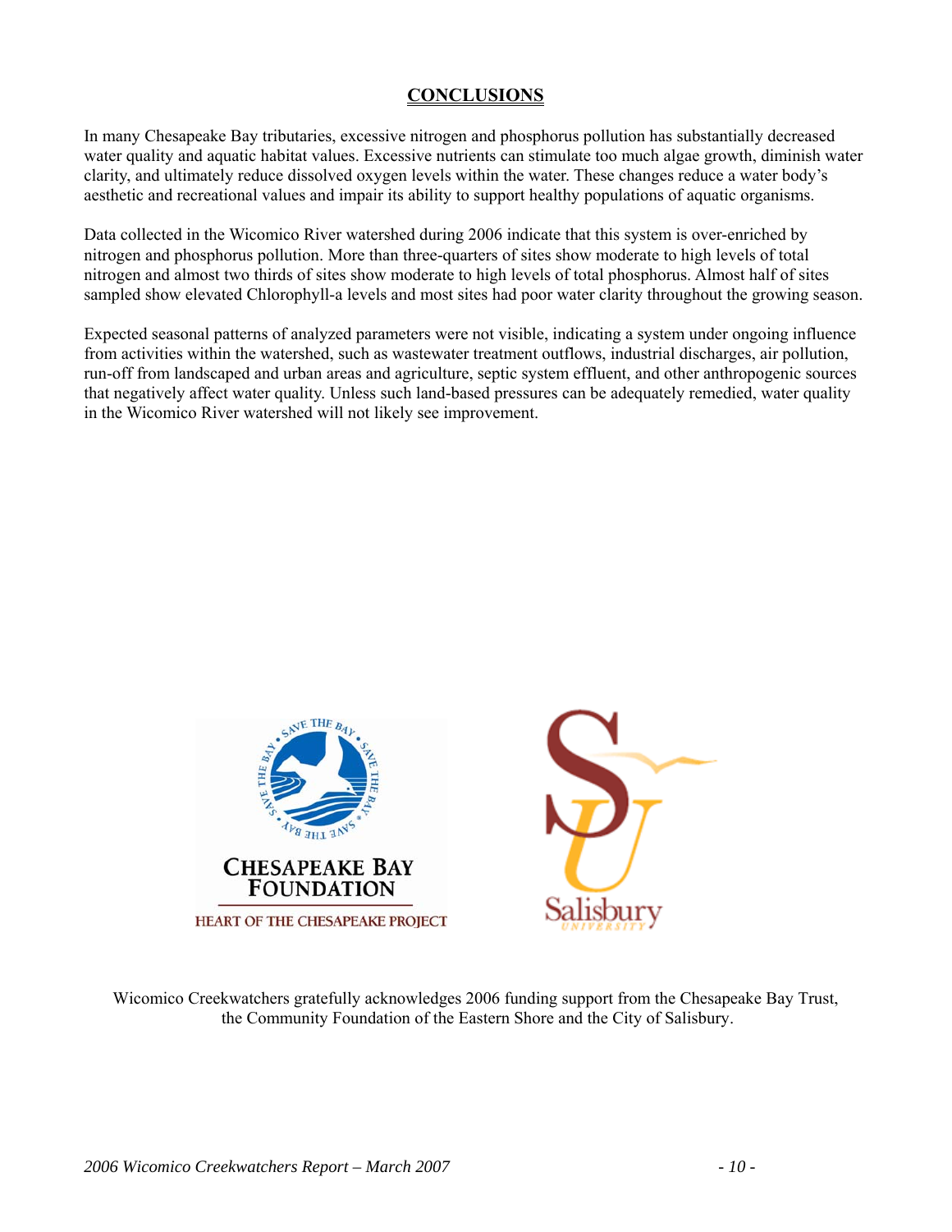## CONCLUSIONS

In many Chesapeake Bay tributaries, excessive nitrogen and phosphorus pollution has substantially decreased water quality and aquatic habitat values. Excessive nutrients can stimulate too much algae growth, diminish water clarity, and ultimately reduce dissolved oxygen levels within the water. These changes reduce a water body's aesthetic and recreational values and impair its ability to support healthy populations of aquatic organisms.

Data collected in the Wicomico River watershed during 2006 indicate that this system is over-enriched by nitrogen and phosphorus pollution. More than three-quarters of sites show moderate to high levels of total nitrogen and almost two thirds of sites show moderate to high levels of total phosphorus. Almost half of sites sampled show elevated Chlorophyll-a levels and most sites had poor water clarity throughout the growing season.

Expected seasonal patterns of analyzed parameters were not visible, indicating a system under ongoing influence from activities within the watershed, such as wastewater treatment outflows, industrial discharges, air pollution, run-off from landscaped and urban areas and agriculture, septic system effluent, and other anthropogenic sources that negatively affect water quality. Unless such land-based pressures can be adequately remedied, water quality in the Wicomico River watershed will not likely see improvement.

CHESAPEAKE BAY FOUNDATION

HEART OF THE CHESAPEAKE PROJECT

Salisbury UNIVERSITY

Wicomico Creekwatchers gratefully acknowledges 2006 funding support from the Chesapeake Bay Trust, the Community Foundation of the Eastern Shore and the City of Salisbury.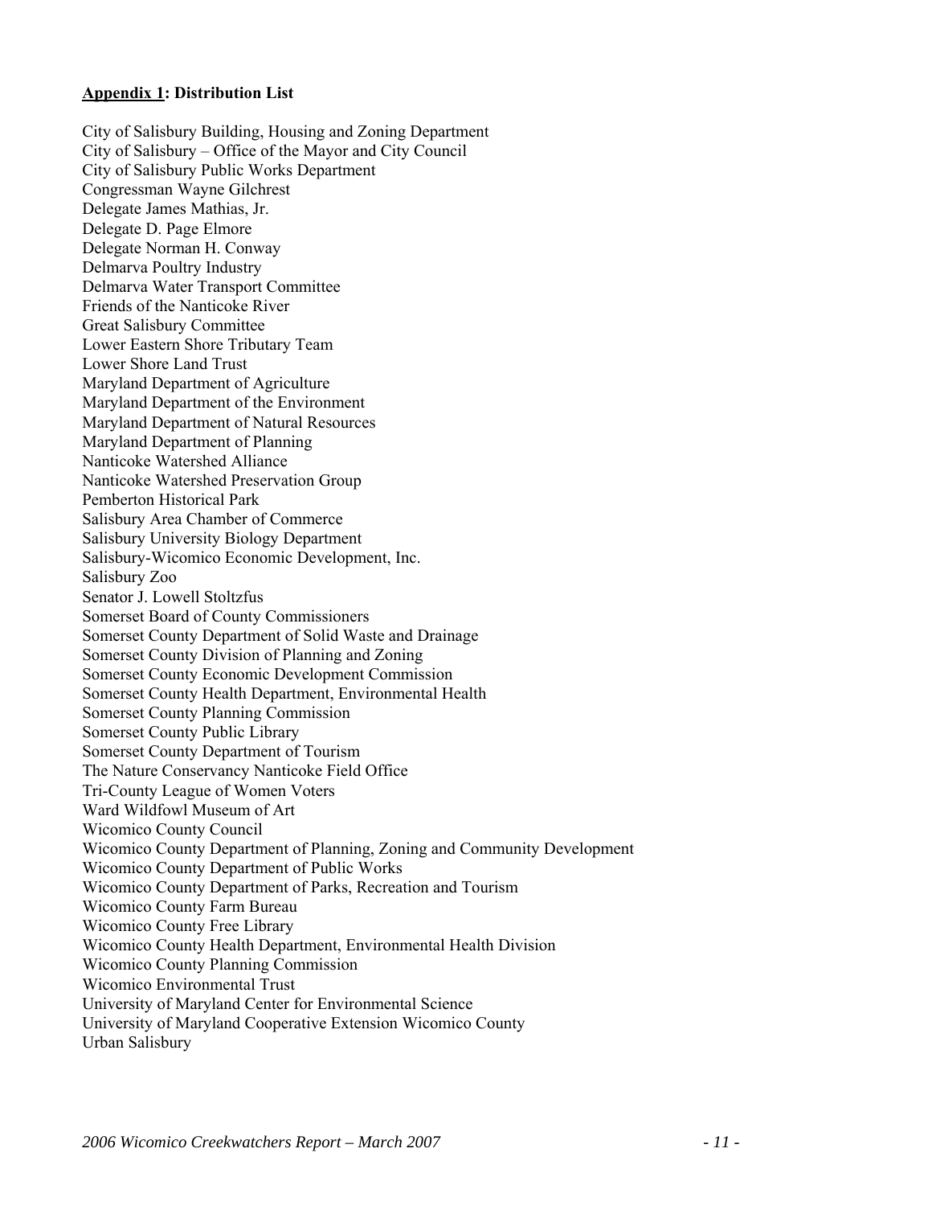**<u>Appendix 1</u>: Distribution List**

City of Salisbury Building, Housing and Zoning Department
City of Salisbury – Office of the Mayor and City Council
City of Salisbury Public Works Department
Congressman Wayne Gilchrest
Delegate James Mathias, Jr.
Delegate D. Page Elmore
Delegate Norman H. Conway
Delmarva Poultry Industry
Delmarva Water Transport Committee
Friends of the Nanticoke River
Great Salisbury Committee
Lower Eastern Shore Tributary Team
Lower Shore Land Trust
Maryland Department of Agriculture
Maryland Department of the Environment
Maryland Department of Natural Resources
Maryland Department of Planning
Nanticoke Watershed Alliance
Nanticoke Watershed Preservation Group
Pemberton Historical Park
Salisbury Area Chamber of Commerce
Salisbury University Biology Department
Salisbury-Wicomico Economic Development, Inc.
Salisbury Zoo
Senator J. Lowell Stoltzfus
Somerset Board of County Commissioners
Somerset County Department of Solid Waste and Drainage
Somerset County Division of Planning and Zoning
Somerset County Economic Development Commission
Somerset County Health Department, Environmental Health
Somerset County Planning Commission
Somerset County Public Library
Somerset County Department of Tourism
The Nature Conservancy Nanticoke Field Office
Tri-County League of Women Voters
Ward Wildfowl Museum of Art
Wicomico County Council
Wicomico County Department of Planning, Zoning and Community Development
Wicomico County Department of Public Works
Wicomico County Department of Parks, Recreation and Tourism
Wicomico County Farm Bureau
Wicomico County Free Library
Wicomico County Health Department, Environmental Health Division
Wicomico County Planning Commission
Wicomico Environmental Trust
University of Maryland Center for Environmental Science
University of Maryland Cooperative Extension Wicomico County
Urban Salisbury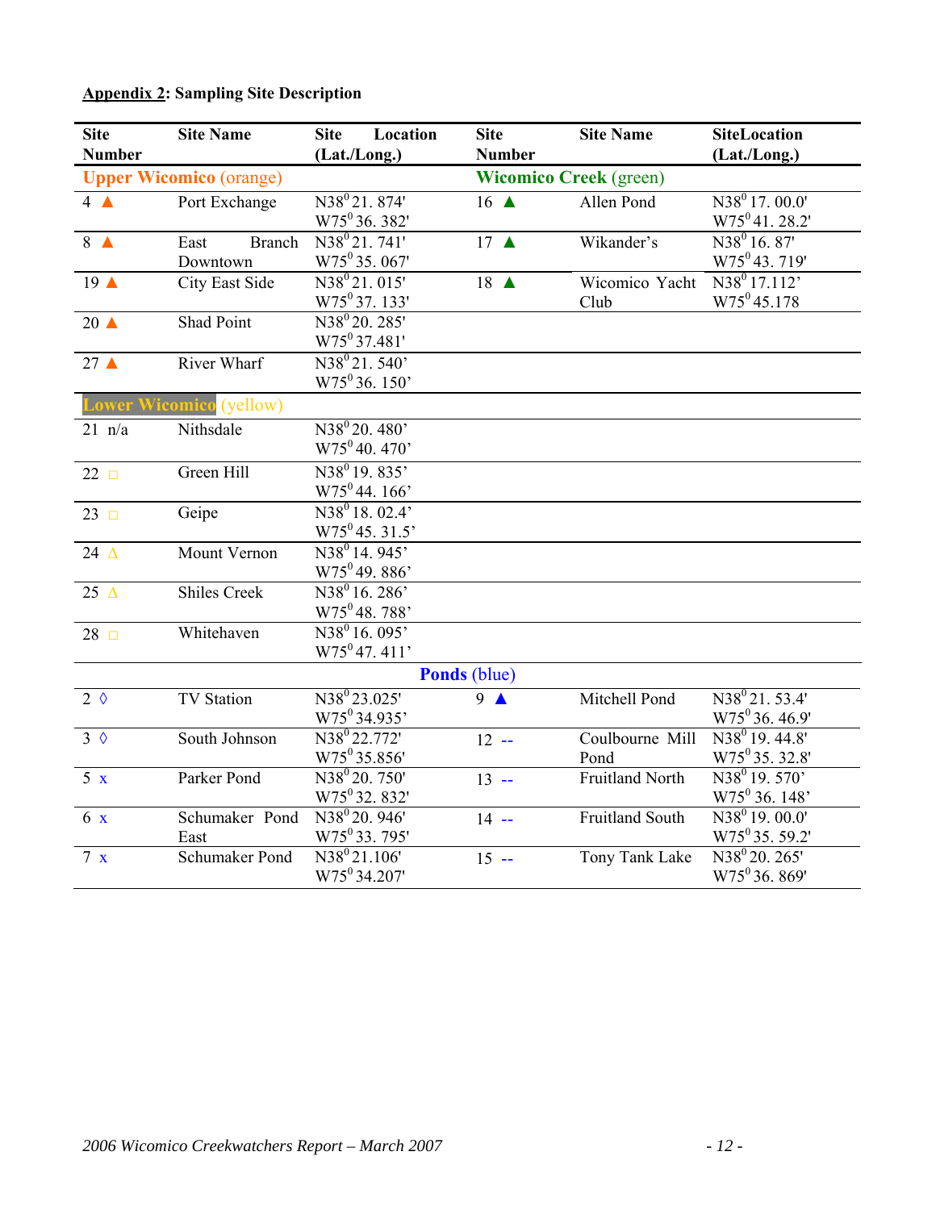**Appendix 2: Sampling Site Description**

| Site Number | Site Name | Site Location (Lat./Long.) | Site Number | Site Name | SiteLocation (Lat./Long.) |
|---|---|---|---|---|---|
| **Upper Wicomico** (orange) | | | **Wicomico Creek** (green) | | |
| 4 ▲ | Port Exchange | N38$^0$21. 874' W75$^0$36. 382' | 16 ▲ | Allen Pond | N38$^0$ 17. 00.0' W75$^0$41. 28.2' |
| 8 ▲ | East Branch Downtown | N38$^0$21. 741' W75$^0$35. 067' | 17 ▲ | Wikander's | N38$^0$ 16. 87' W75$^0$43. 719' |
| 19 ▲ | City East Side | N38$^0$21. 015' W75$^0$37. 133' | 18 ▲ | Wicomico Yacht Club | N38$^0$ 17.112' W75$^0$45.178 |
| 20 ▲ | Shad Point | N38$^0$20. 285' W75$^0$37.481' | | | |
| 27 ▲ | River Wharf | N38$^0$21. 540' W75$^0$36. 150' | | | |
| **Lower Wicomico** (yellow) | | | | | |
| 21 n/a | Nithsdale | N38$^0$20. 480' W75$^0$40. 470' | | | |
| 22 □ | Green Hill | N38$^0$19. 835' W75$^0$44. 166' | | | |
| 23 □ | Geipe | N38$^0$18. 02.4' W75$^0$45. 31.5' | | | |
| 24 Δ | Mount Vernon | N38$^0$14. 945' W75$^0$49. 886' | | | |
| 25 Δ | Shiles Creek | N38$^0$16. 286' W75$^0$48. 788' | | | |
| 28 □ | Whitehaven | N38$^0$16. 095' W75$^0$47. 411' | | | |
| **Ponds** (blue) | | | | | |
| 2 ◊ | TV Station | N38$^0$23.025' W75$^0$34.935' | 9 ▲ | Mitchell Pond | N38$^0$21. 53.4' W75$^0$36. 46.9' |
| 3 ◊ | South Johnson | N38$^0$22.772' W75$^0$35.856' | 12 -- | Coulbourne Mill Pond | N38$^0$19. 44.8' W75$^0$35. 32.8' |
| 5 x | Parker Pond | N38$^0$20. 750' W75$^0$32. 832' | 13 -- | Fruitland North | N38$^0$19. 570' W75$^0$36. 148' |
| 6 x | Schumaker Pond East | N38$^0$20. 946' W75$^0$33. 795' | 14 -- | Fruitland South | N38$^0$19. 00.0' W75$^0$35. 59.2' |
| 7 x | Schumaker Pond | N38$^0$21.106' W75$^0$34.207' | 15 -- | Tony Tank Lake | N38$^0$20. 265' W75$^0$36. 869' |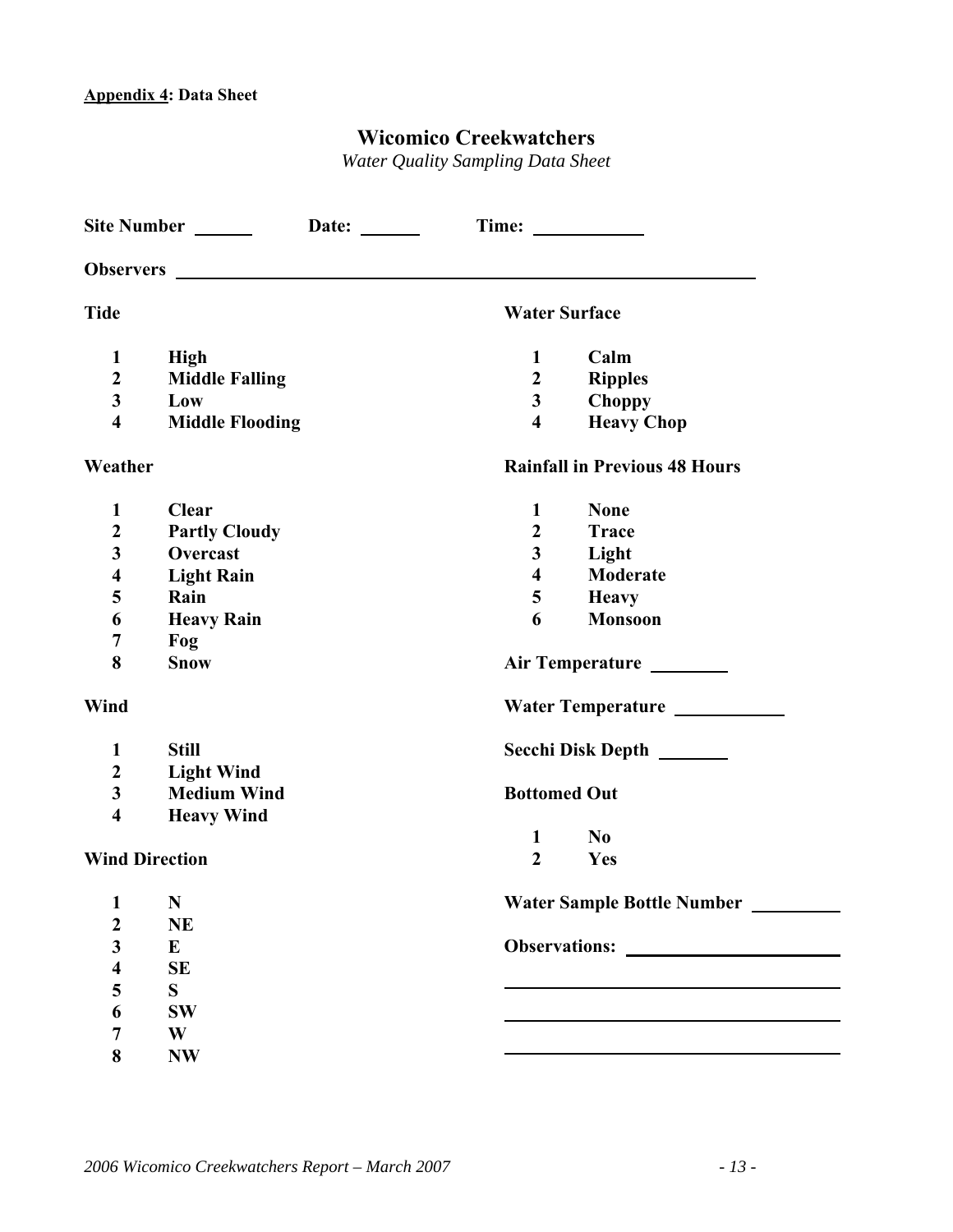**Appendix 4: Data Sheet**

# Wicomico Creekwatchers

*Water Quality Sampling Data Sheet*

**Site Number** ______ **Date:** ______ **Time:** ___________

**Observers** ______________________________________________________________

**Tide**

| | |
|---|---|
| **1** | **High** |
| **2** | **Middle Falling** |
| **3** | **Low** |
| **4** | **Middle Flooding** |

**Weather**

| | |
|---|---|
| **1** | **Clear** |
| **2** | **Partly Cloudy** |
| **3** | **Overcast** |
| **4** | **Light Rain** |
| **5** | **Rain** |
| **6** | **Heavy Rain** |
| **7** | **Fog** |
| **8** | **Snow** |

**Wind**

| | |
|---|---|
| **1** | **Still** |
| **2** | **Light Wind** |
| **3** | **Medium Wind** |
| **4** | **Heavy Wind** |

**Wind Direction**

| | |
|---|---|
| **1** | **N** |
| **2** | **NE** |
| **3** | **E** |
| **4** | **SE** |
| **5** | **S** |
| **6** | **SW** |
| **7** | **W** |
| **8** | **NW** |

**Water Surface**

| | |
|---|---|
| **1** | **Calm** |
| **2** | **Ripples** |
| **3** | **Choppy** |
| **4** | **Heavy Chop** |

**Rainfall in Previous 48 Hours**

| | |
|---|---|
| **1** | **None** |
| **2** | **Trace** |
| **3** | **Light** |
| **4** | **Moderate** |
| **5** | **Heavy** |
| **6** | **Monsoon** |

**Air Temperature** ________

**Water Temperature** ___________

**Secchi Disk Depth** _______

**Bottomed Out**

| | |
|---|---|
| **1** | **No** |
| **2** | **Yes** |

**Water Sample Bottle Number** _________

**Observations:** ______________________

____________________________________

____________________________________

____________________________________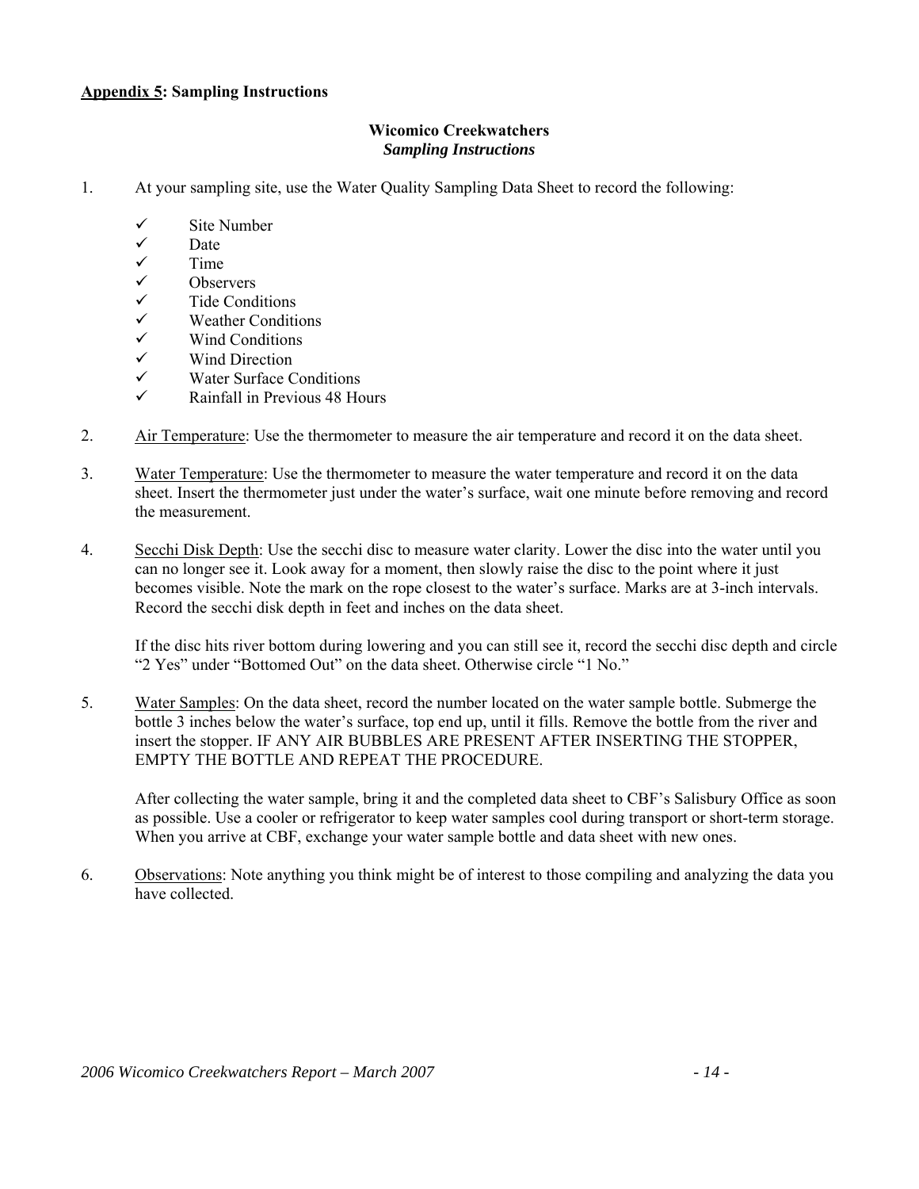**<u>Appendix 5</u>: Sampling Instructions**

**Wicomico Creekwatchers**
***Sampling Instructions***

1. At your sampling site, use the Water Quality Sampling Data Sheet to record the following:

   - ✓ Site Number
   - ✓ Date
   - ✓ Time
   - ✓ Observers
   - ✓ Tide Conditions
   - ✓ Weather Conditions
   - ✓ Wind Conditions
   - ✓ Wind Direction
   - ✓ Water Surface Conditions
   - ✓ Rainfall in Previous 48 Hours

2. <u>Air Temperature</u>: Use the thermometer to measure the air temperature and record it on the data sheet.

3. <u>Water Temperature</u>: Use the thermometer to measure the water temperature and record it on the data sheet. Insert the thermometer just under the water's surface, wait one minute before removing and record the measurement.

4. <u>Secchi Disk Depth</u>: Use the secchi disc to measure water clarity. Lower the disc into the water until you can no longer see it. Look away for a moment, then slowly raise the disc to the point where it just becomes visible. Note the mark on the rope closest to the water's surface. Marks are at 3-inch intervals. Record the secchi disk depth in feet and inches on the data sheet.

   If the disc hits river bottom during lowering and you can still see it, record the secchi disc depth and circle "2 Yes" under "Bottomed Out" on the data sheet. Otherwise circle "1 No."

5. <u>Water Samples</u>: On the data sheet, record the number located on the water sample bottle. Submerge the bottle 3 inches below the water's surface, top end up, until it fills. Remove the bottle from the river and insert the stopper. IF ANY AIR BUBBLES ARE PRESENT AFTER INSERTING THE STOPPER, EMPTY THE BOTTLE AND REPEAT THE PROCEDURE.

   After collecting the water sample, bring it and the completed data sheet to CBF's Salisbury Office as soon as possible. Use a cooler or refrigerator to keep water samples cool during transport or short-term storage. When you arrive at CBF, exchange your water sample bottle and data sheet with new ones.

6. <u>Observations</u>: Note anything you think might be of interest to those compiling and analyzing the data you have collected.